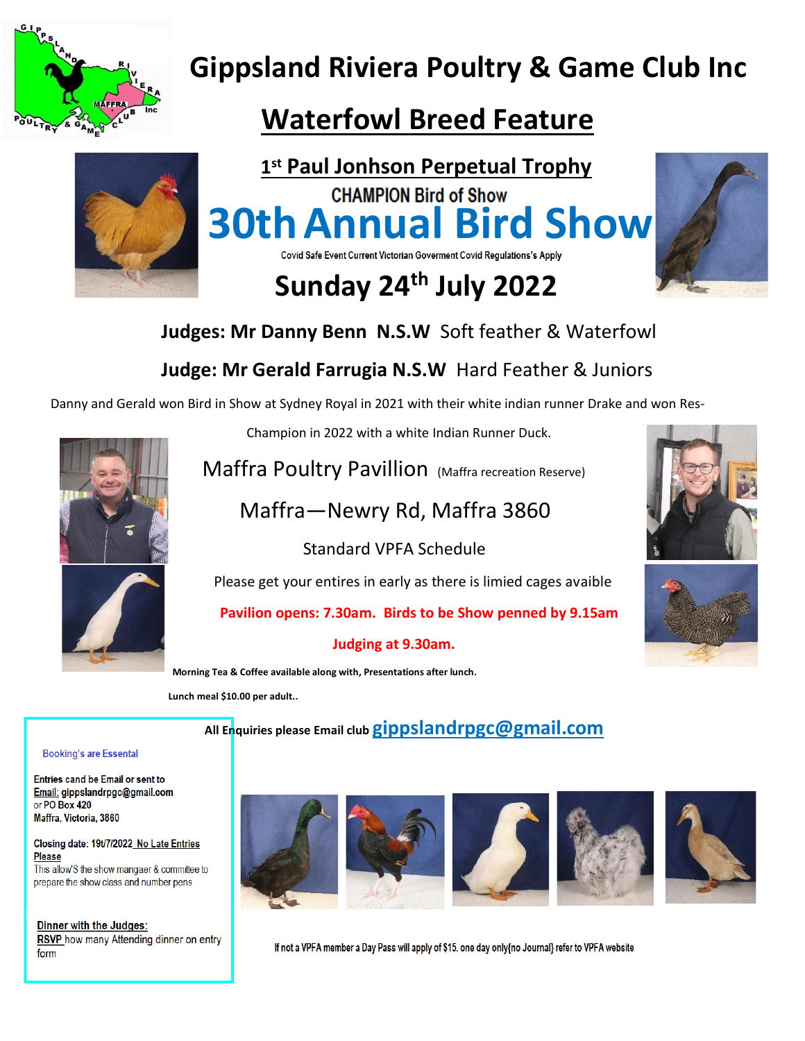# Gippsland Riviera Poultry & Game Club Inc

## Waterfowl Breed Feature

**1st Paul Jonhson Perpetual Trophy**

CHAMPION Bird of Show

# 30th Annual Bird Show

Covid Safe Event Current Victorian Goverment Covid Regulations's Apply

## Sunday 24th July 2022

**Judges: Mr Danny Benn N.S.W** Soft feather & Waterfowl

**Judge: Mr Gerald Farrugia N.S.W** Hard Feather & Juniors

Danny and Gerald won Bird in Show at Sydney Royal in 2021 with their white indian runner Drake and won Res-Champion in 2022 with a white Indian Runner Duck.

Maffra Poultry Pavillion (Maffra recreation Reserve)

Maffra—Newry Rd, Maffra 3860

Standard VPFA Schedule

Please get your entires in early as there is limied cages avaible

**Pavilion opens: 7.30am. Birds to be Show penned by 9.15am**

**Judging at 9.30am.**

**Morning Tea & Coffee available along with, Presentations after lunch.**

**Lunch meal $10.00 per adult..**

**All Enquiries please Email club** gippslandrpgc@gmail.com

Booking's are Essental

Entries cand be Email or sent to
Email: gippslandrpgc@gmail.com
or PO Box 420
Maffra, Victoria, 3860

Closing date: 19t/7/2022 No Late Entries Please
This allow'S the show mangaer & committee to prepare the show class and number pens

Dinner with the Judges:
RSVP how many Attending dinner on entry form

If not a VPFA member a Day Pass will apply of $15. one day only{no Journal} refer to VPFA website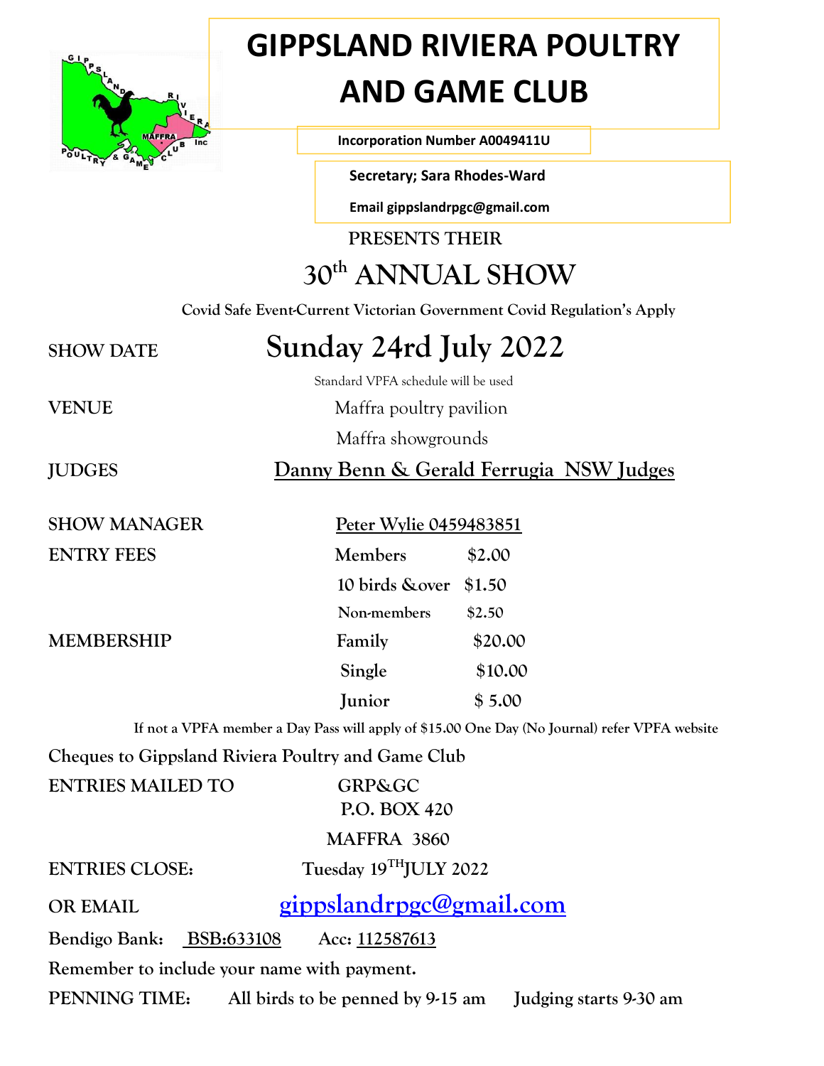# GIPPSLAND RIVIERA POULTRY AND GAME CLUB

**Incorporation Number A0049411U**

**Secretary; Sara Rhodes-Ward**

**Email gippslandrpgc@gmail.com**

**PRESENTS THEIR**

## 30th ANNUAL SHOW

**Covid Safe Event-Current Victorian Government Covid Regulation's Apply**

SHOW DATE **Sunday 24rd July 2022**

Standard VPFA schedule will be used

VENUE Maffra poultry pavilion
Maffra showgrounds

JUDGES Danny Benn & Gerald Ferrugia NSW Judges

SHOW MANAGER Peter Wylie 0459483851

| ENTRY FEES | Members | $2.00 |
|---|---|---|
| | 10 birds &over | $1.50 |
| | Non-members | $2.50 |
| MEMBERSHIP | Family | $20.00 |
| | Single | $10.00 |
| | Junior | $ 5.00 |

**If not a VPFA member a Day Pass will apply of $15.00 One Day (No Journal) refer VPFA website**

**Cheques to Gippsland Riviera Poultry and Game Club**

**ENTRIES MAILED TO** GRP&GC
P.O. BOX 420
MAFFRA 3860

**ENTRIES CLOSE:** Tuesday 19TH JULY 2022

**OR EMAIL** gippslandrpgc@gmail.com

**Bendigo Bank:** BSB:633108 **Acc:** 112587613

**Remember to include your name with payment.**

**PENNING TIME:** All birds to be penned by 9-15 am Judging starts 9-30 am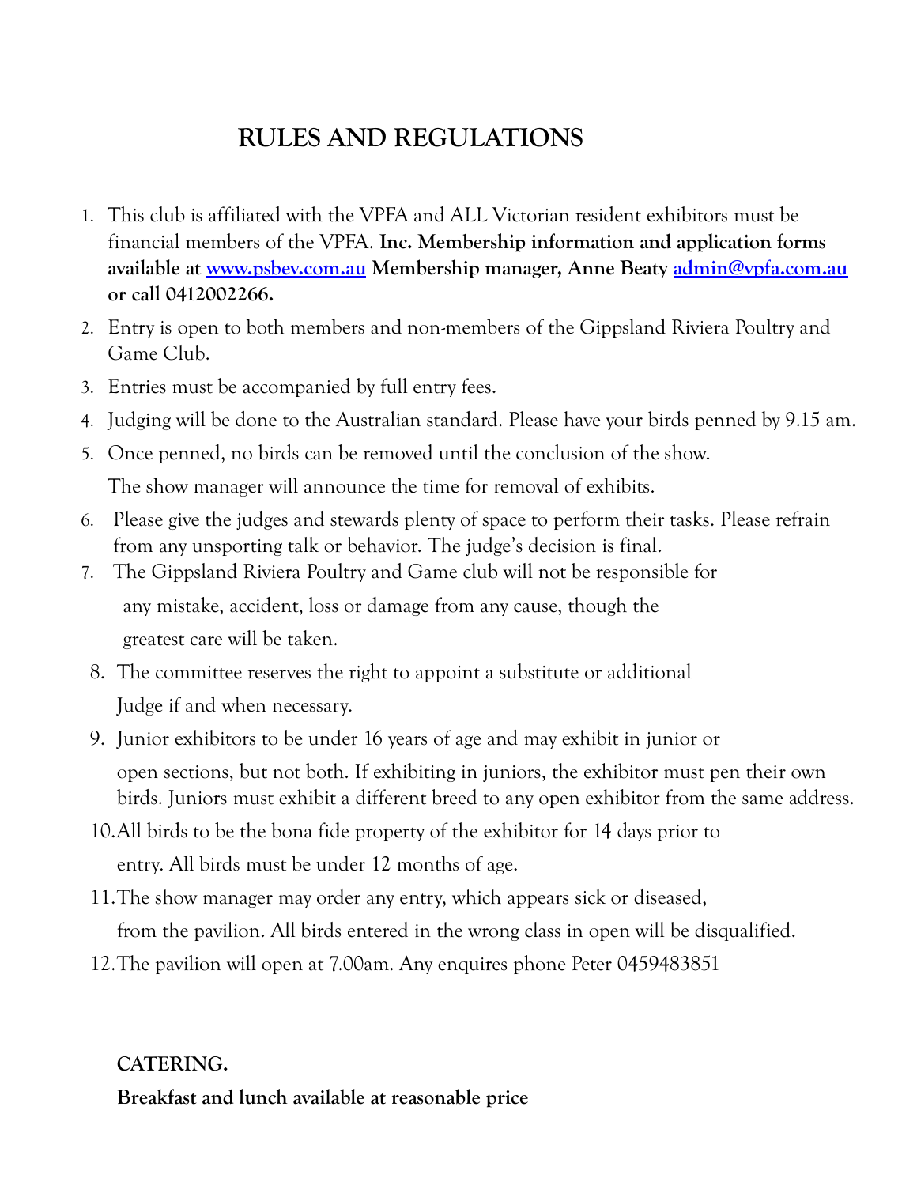# RULES AND REGULATIONS

1. This club is affiliated with the VPFA and ALL Victorian resident exhibitors must be financial members of the VPFA. **Inc. Membership information and application forms available at [www.psbev.com.au](http://www.psbev.com.au) Membership manager, Anne Beaty [admin@vpfa.com.au](mailto:admin@vpfa.com.au) or call 0412002266.**
2. Entry is open to both members and non-members of the Gippsland Riviera Poultry and Game Club.
3. Entries must be accompanied by full entry fees.
4. Judging will be done to the Australian standard. Please have your birds penned by 9.15 am.
5. Once penned, no birds can be removed until the conclusion of the show. The show manager will announce the time for removal of exhibits.
6. Please give the judges and stewards plenty of space to perform their tasks. Please refrain from any unsporting talk or behavior. The judge's decision is final.
7. The Gippsland Riviera Poultry and Game club will not be responsible for any mistake, accident, loss or damage from any cause, though the greatest care will be taken.
8. The committee reserves the right to appoint a substitute or additional Judge if and when necessary.
9. Junior exhibitors to be under 16 years of age and may exhibit in junior or open sections, but not both. If exhibiting in juniors, the exhibitor must pen their own birds. Juniors must exhibit a different breed to any open exhibitor from the same address.
10. All birds to be the bona fide property of the exhibitor for 14 days prior to entry. All birds must be under 12 months of age.
11. The show manager may order any entry, which appears sick or diseased, from the pavilion. All birds entered in the wrong class in open will be disqualified.
12. The pavilion will open at 7.00am. Any enquires phone Peter 0459483851

**CATERING.**

**Breakfast and lunch available at reasonable price**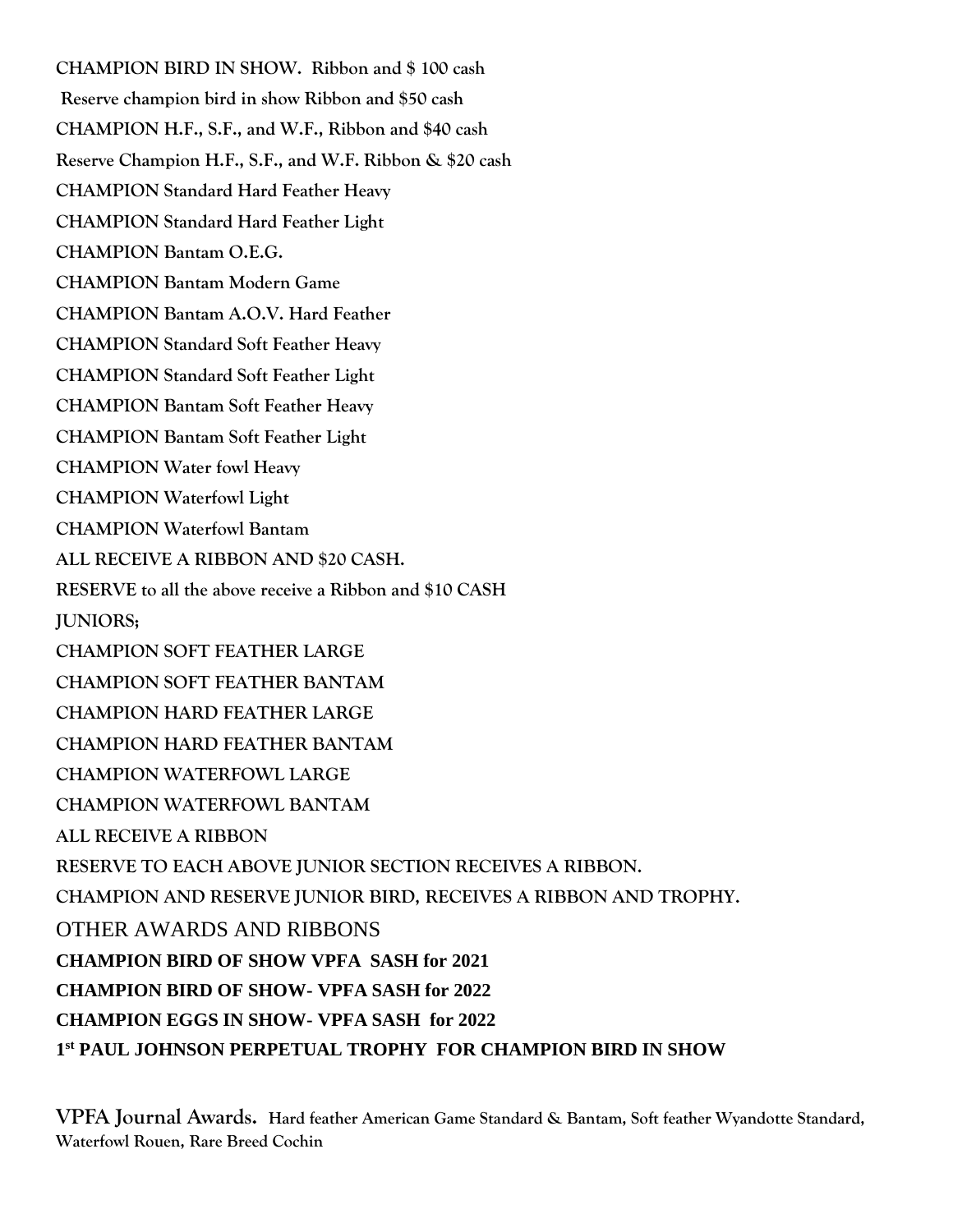**CHAMPION BIRD IN SHOW. Ribbon and $ 100 cash**

**Reserve champion bird in show Ribbon and $50 cash**

**CHAMPION H.F., S.F., and W.F., Ribbon and $40 cash**

**Reserve Champion H.F., S.F., and W.F. Ribbon & $20 cash**

**CHAMPION Standard Hard Feather Heavy**

**CHAMPION Standard Hard Feather Light**

**CHAMPION Bantam O.E.G.**

**CHAMPION Bantam Modern Game**

**CHAMPION Bantam A.O.V. Hard Feather**

**CHAMPION Standard Soft Feather Heavy**

**CHAMPION Standard Soft Feather Light**

**CHAMPION Bantam Soft Feather Heavy**

**CHAMPION Bantam Soft Feather Light**

**CHAMPION Water fowl Heavy**

**CHAMPION Waterfowl Light**

**CHAMPION Waterfowl Bantam**

**ALL RECEIVE A RIBBON AND $20 CASH.**

**RESERVE to all the above receive a Ribbon and $10 CASH**

**JUNIORS;**

**CHAMPION SOFT FEATHER LARGE**

**CHAMPION SOFT FEATHER BANTAM**

**CHAMPION HARD FEATHER LARGE**

**CHAMPION HARD FEATHER BANTAM**

**CHAMPION WATERFOWL LARGE**

**CHAMPION WATERFOWL BANTAM**

**ALL RECEIVE A RIBBON**

**RESERVE TO EACH ABOVE JUNIOR SECTION RECEIVES A RIBBON.**

**CHAMPION AND RESERVE JUNIOR BIRD, RECEIVES A RIBBON AND TROPHY.**

OTHER AWARDS AND RIBBONS

**CHAMPION BIRD OF SHOW VPFA SASH for 2021**

**CHAMPION BIRD OF SHOW- VPFA SASH for 2022**

**CHAMPION EGGS IN SHOW- VPFA SASH for 2022**

**1st PAUL JOHNSON PERPETUAL TROPHY FOR CHAMPION BIRD IN SHOW**

**VPFA Journal Awards.** **Hard feather American Game Standard & Bantam, Soft feather Wyandotte Standard, Waterfowl Rouen, Rare Breed Cochin**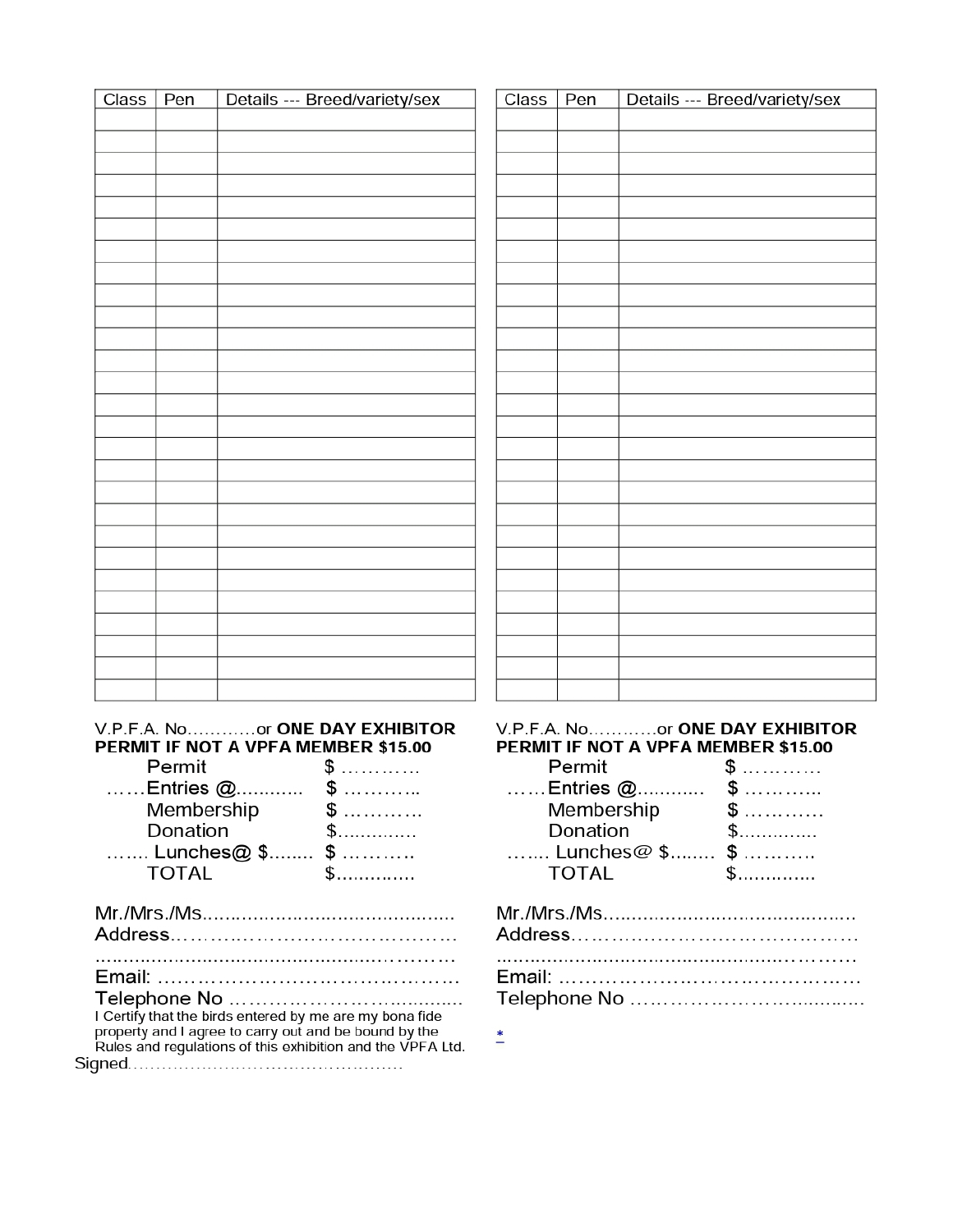| Class | Pen | Details --- Breed/variety/sex |
|---|---|---|
| | | |
| | | |
| | | |
| | | |
| | | |
| | | |
| | | |
| | | |
| | | |
| | | |
| | | |
| | | |
| | | |
| | | |
| | | |
| | | |
| | | |
| | | |
| | | |
| | | |
| | | |
| | | |
| | | |
| | | |
| | | |
| | | |
| | | |
| | | |

V.P.F.A. No…………or **ONE DAY EXHIBITOR PERMIT IF NOT A VPFA MEMBER $15.00**

Permit $ …………

……Entries @........... $ ………..

Membership $ …………

Donation $.............

……. Lunches@ $....... $ ……….

TOTAL $.............

Mr./Mrs./Ms..........................................

Address.………..………………………………

..........................................................………

Email: ………………………………………

Telephone No …………………………..........

I Certify that the birds entered by me are my bona fide property and I agree to carry out and be bound by the Rules and regulations of this exhibition and the VPFA Ltd.

Signed………………………………………….

| Class | Pen | Details --- Breed/variety/sex |
|---|---|---|
| | | |
| | | |
| | | |
| | | |
| | | |
| | | |
| | | |
| | | |
| | | |
| | | |
| | | |
| | | |
| | | |
| | | |
| | | |
| | | |
| | | |
| | | |
| | | |
| | | |
| | | |
| | | |
| | | |
| | | |
| | | |
| | | |
| | | |
| | | |

V.P.F.A. No…………or **ONE DAY EXHIBITOR PERMIT IF NOT A VPFA MEMBER $15.00**

Permit $ …………

……Entries @........... $ ………..

Membership $ …………

Donation $.............

……. Lunches@ $....... $ ……….

TOTAL $.............

Mr./Mrs./Ms..........................................

Address.………..………………………………

..........................................................………

Email: ………………………………………

Telephone No …………………………..........

*